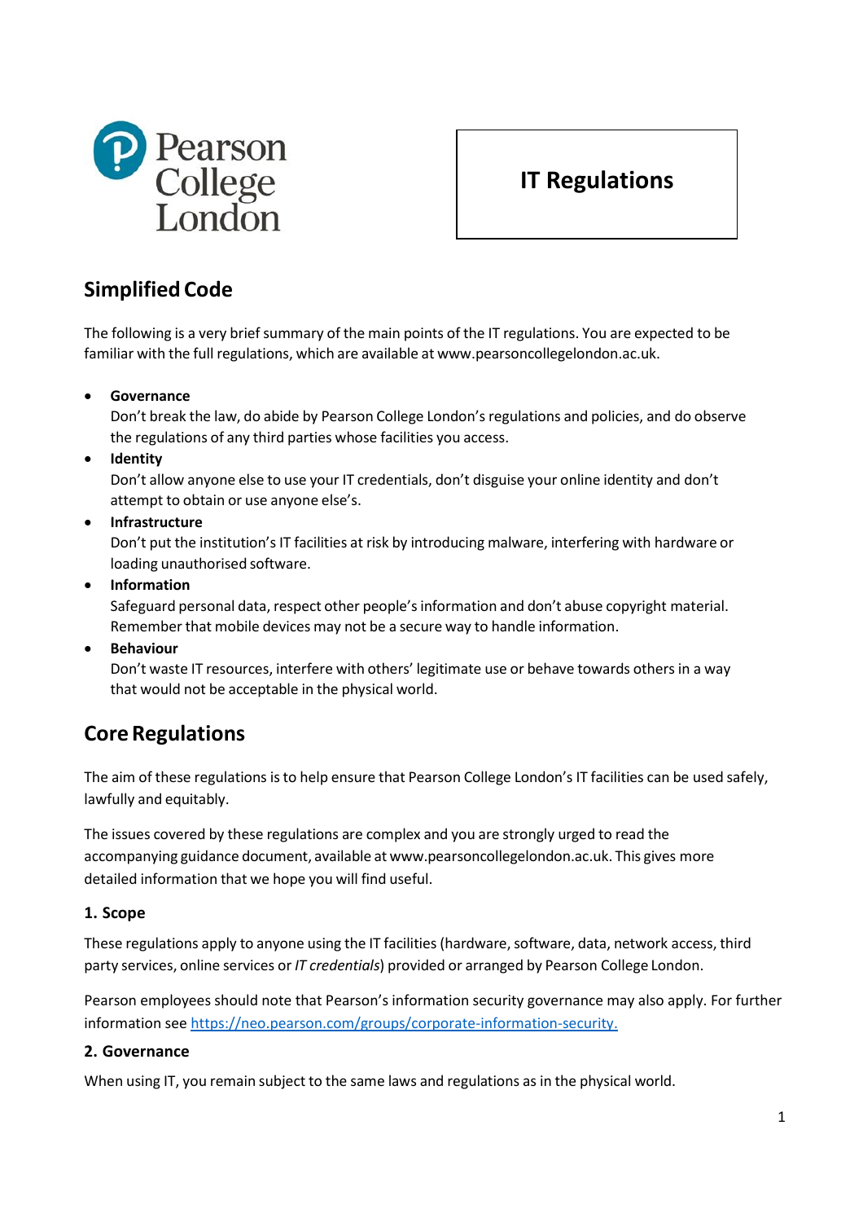Pearson College London

# IT Regulations

## Simplified Code

The following is a very brief summary of the main points of the IT regulations. You are expected to be familiar with the full regulations, which are available at www.pearsoncollegelondon.ac.uk.

- **Governance**
  Don't break the law, do abide by Pearson College London's regulations and policies, and do observe the regulations of any third parties whose facilities you access.
- **Identity**
  Don't allow anyone else to use your IT credentials, don't disguise your online identity and don't attempt to obtain or use anyone else's.
- **Infrastructure**
  Don't put the institution's IT facilities at risk by introducing malware, interfering with hardware or loading unauthorised software.
- **Information**
  Safeguard personal data, respect other people's information and don't abuse copyright material. Remember that mobile devices may not be a secure way to handle information.
- **Behaviour**
  Don't waste IT resources, interfere with others' legitimate use or behave towards others in a way that would not be acceptable in the physical world.

## Core Regulations

The aim of these regulations is to help ensure that Pearson College London's IT facilities can be used safely, lawfully and equitably.

The issues covered by these regulations are complex and you are strongly urged to read the accompanying guidance document, available at www.pearsoncollegelondon.ac.uk. This gives more detailed information that we hope you will find useful.

### 1. Scope

These regulations apply to anyone using the IT facilities (hardware, software, data, network access, third party services, online services or *IT credentials*) provided or arranged by Pearson College London.

Pearson employees should note that Pearson's information security governance may also apply. For further information see https://neo.pearson.com/groups/corporate-information-security.

### 2. Governance

When using IT, you remain subject to the same laws and regulations as in the physical world.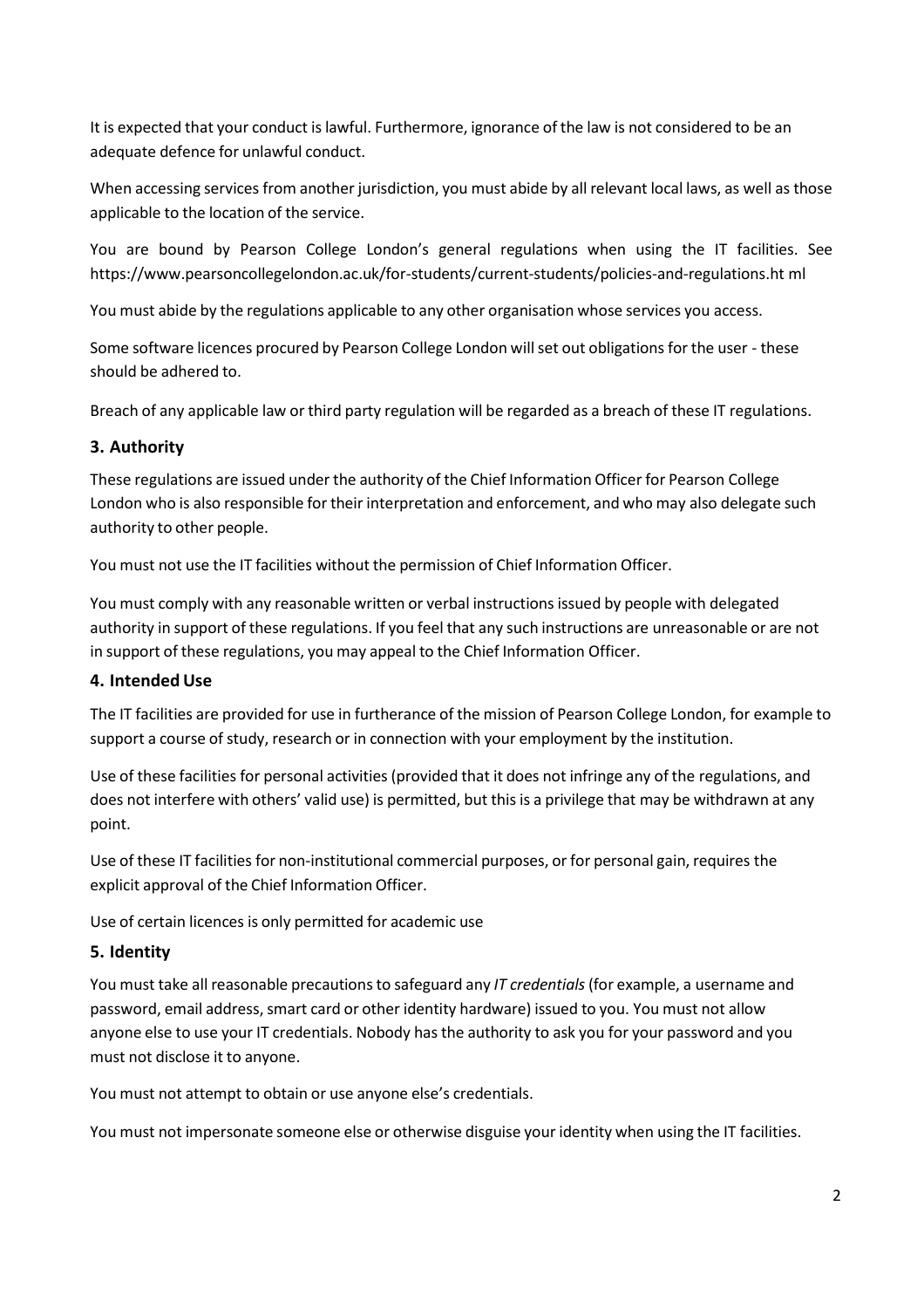It is expected that your conduct is lawful. Furthermore, ignorance of the law is not considered to be an adequate defence for unlawful conduct.

When accessing services from another jurisdiction, you must abide by all relevant local laws, as well as those applicable to the location of the service.

You are bound by Pearson College London's general regulations when using the IT facilities. See https://www.pearsoncollegelondon.ac.uk/for-students/current-students/policies-and-regulations.ht ml

You must abide by the regulations applicable to any other organisation whose services you access.

Some software licences procured by Pearson College London will set out obligations for the user - these should be adhered to.

Breach of any applicable law or third party regulation will be regarded as a breach of these IT regulations.

## 3. Authority

These regulations are issued under the authority of the Chief Information Officer for Pearson College London who is also responsible for their interpretation and enforcement, and who may also delegate such authority to other people.

You must not use the IT facilities without the permission of Chief Information Officer.

You must comply with any reasonable written or verbal instructions issued by people with delegated authority in support of these regulations. If you feel that any such instructions are unreasonable or are not in support of these regulations, you may appeal to the Chief Information Officer.

## 4. Intended Use

The IT facilities are provided for use in furtherance of the mission of Pearson College London, for example to support a course of study, research or in connection with your employment by the institution.

Use of these facilities for personal activities (provided that it does not infringe any of the regulations, and does not interfere with others' valid use) is permitted, but this is a privilege that may be withdrawn at any point.

Use of these IT facilities for non-institutional commercial purposes, or for personal gain, requires the explicit approval of the Chief Information Officer.

Use of certain licences is only permitted for academic use

## 5. Identity

You must take all reasonable precautions to safeguard any *IT credentials* (for example, a username and password, email address, smart card or other identity hardware) issued to you. You must not allow anyone else to use your IT credentials. Nobody has the authority to ask you for your password and you must not disclose it to anyone.

You must not attempt to obtain or use anyone else's credentials.

You must not impersonate someone else or otherwise disguise your identity when using the IT facilities.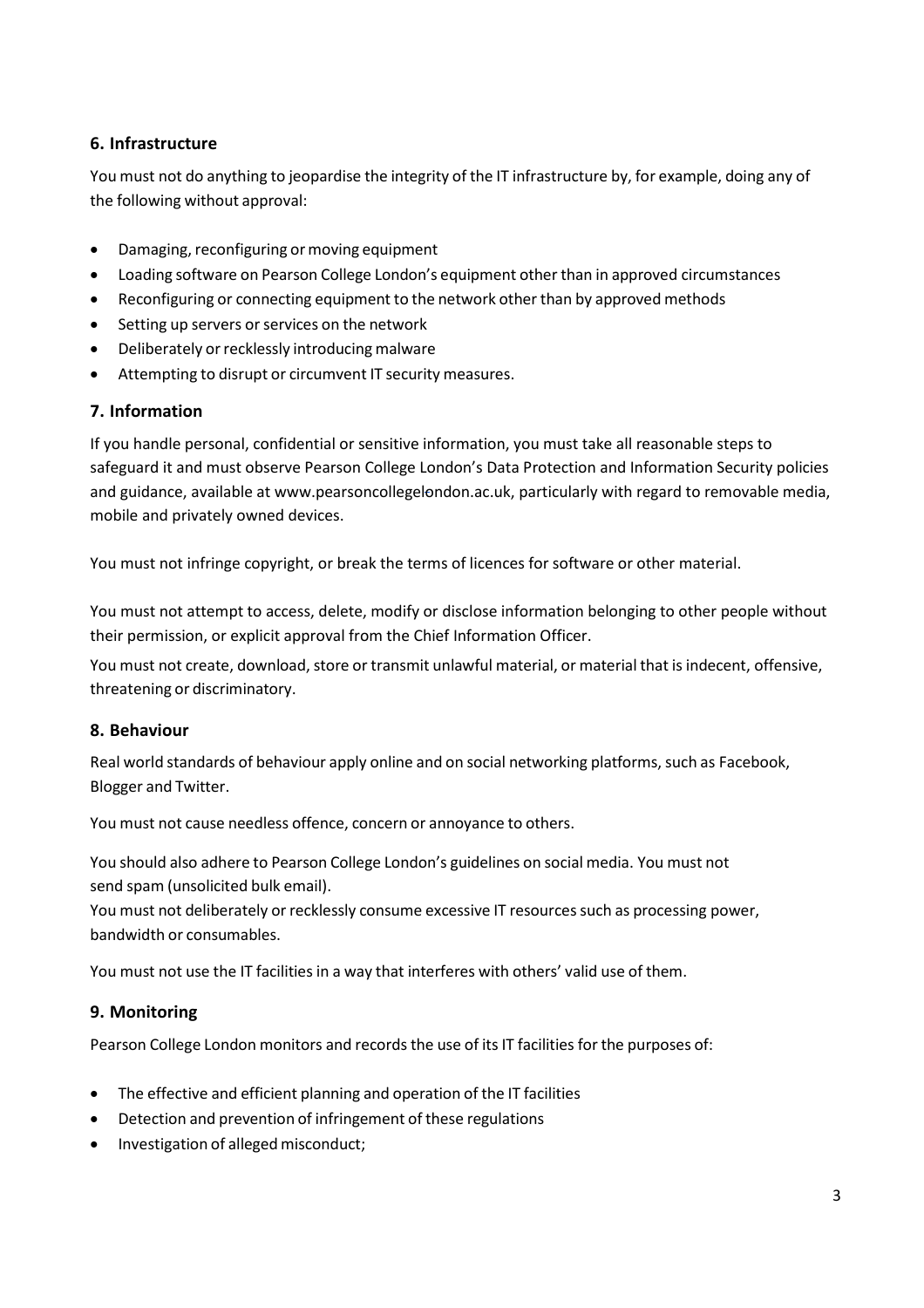### 6. Infrastructure

You must not do anything to jeopardise the integrity of the IT infrastructure by, for example, doing any of the following without approval:

- Damaging, reconfiguring or moving equipment
- Loading software on Pearson College London's equipment other than in approved circumstances
- Reconfiguring or connecting equipment to the network other than by approved methods
- Setting up servers or services on the network
- Deliberately or recklessly introducing malware
- Attempting to disrupt or circumvent IT security measures.

### 7. Information

If you handle personal, confidential or sensitive information, you must take all reasonable steps to safeguard it and must observe Pearson College London's Data Protection and Information Security policies and guidance, available at www.pearsoncollegelondon.ac.uk, particularly with regard to removable media, mobile and privately owned devices.

You must not infringe copyright, or break the terms of licences for software or other material.

You must not attempt to access, delete, modify or disclose information belonging to other people without their permission, or explicit approval from the Chief Information Officer.

You must not create, download, store or transmit unlawful material, or material that is indecent, offensive, threatening or discriminatory.

### 8. Behaviour

Real world standards of behaviour apply online and on social networking platforms, such as Facebook, Blogger and Twitter.

You must not cause needless offence, concern or annoyance to others.

You should also adhere to Pearson College London's guidelines on social media. You must not send spam (unsolicited bulk email).

You must not deliberately or recklessly consume excessive IT resources such as processing power, bandwidth or consumables.

You must not use the IT facilities in a way that interferes with others' valid use of them.

### 9. Monitoring

Pearson College London monitors and records the use of its IT facilities for the purposes of:

- The effective and efficient planning and operation of the IT facilities
- Detection and prevention of infringement of these regulations
- Investigation of alleged misconduct;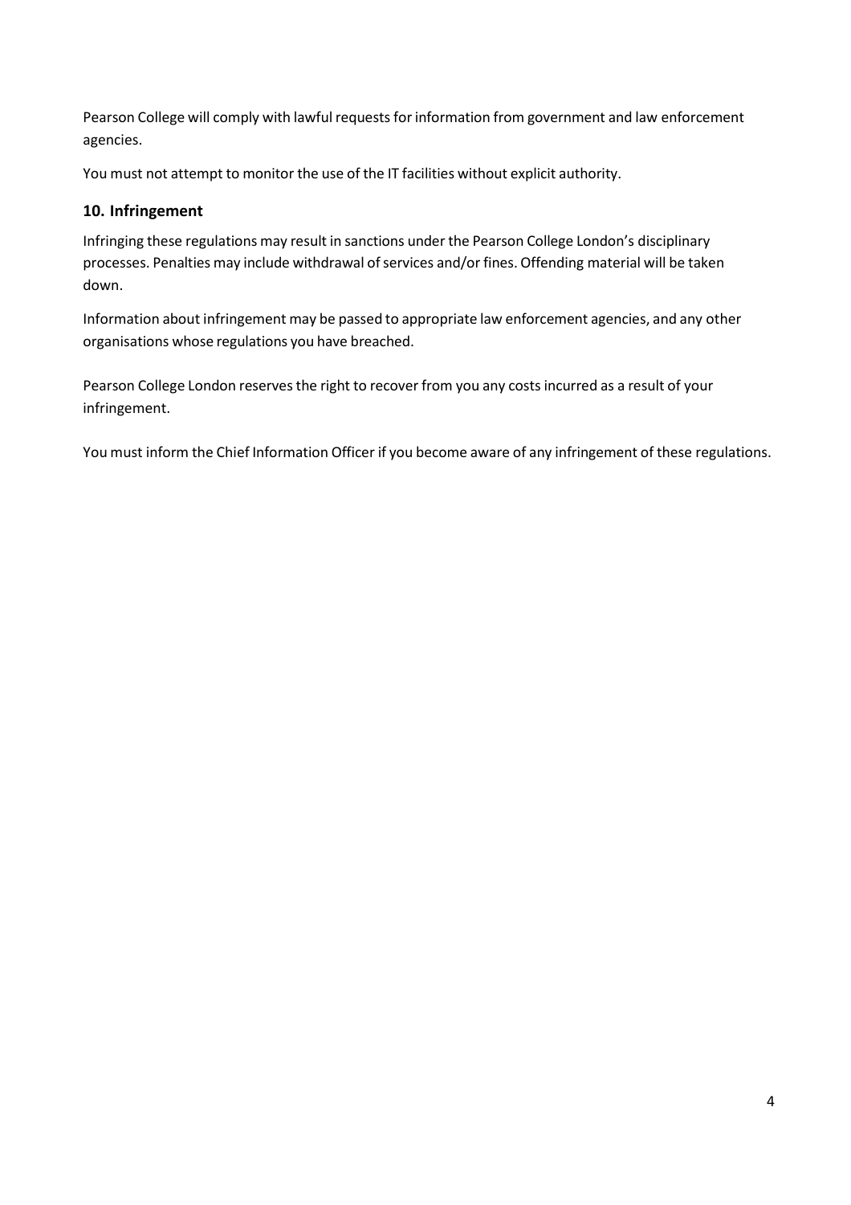Pearson College will comply with lawful requests for information from government and law enforcement agencies.

You must not attempt to monitor the use of the IT facilities without explicit authority.

## 10. Infringement

Infringing these regulations may result in sanctions under the Pearson College London's disciplinary processes. Penalties may include withdrawal of services and/or fines. Offending material will be taken down.

Information about infringement may be passed to appropriate law enforcement agencies, and any other organisations whose regulations you have breached.

Pearson College London reserves the right to recover from you any costs incurred as a result of your infringement.

You must inform the Chief Information Officer if you become aware of any infringement of these regulations.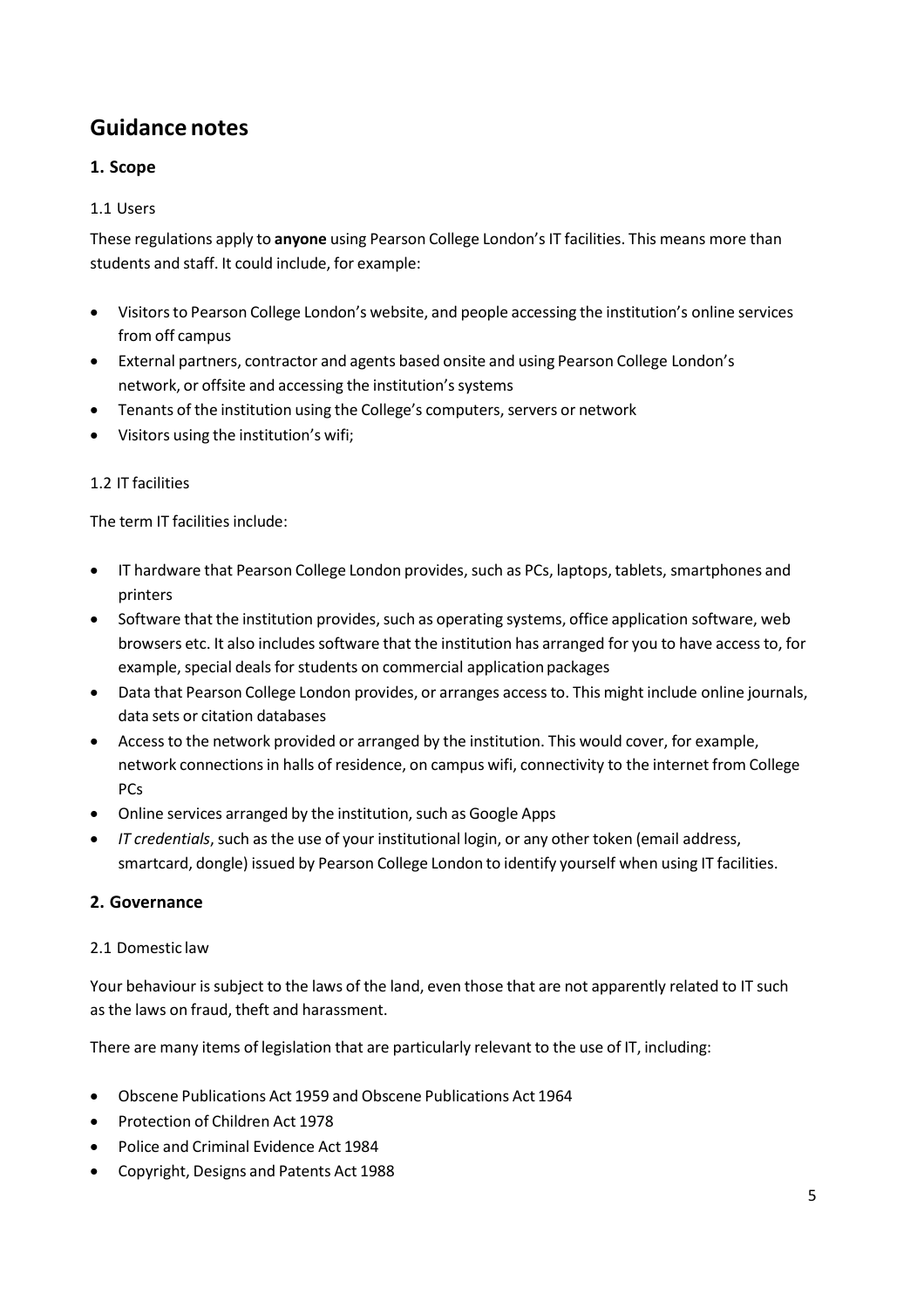# Guidance notes

## 1. Scope

### 1.1 Users

These regulations apply to **anyone** using Pearson College London's IT facilities. This means more than students and staff. It could include, for example:

- Visitors to Pearson College London's website, and people accessing the institution's online services from off campus
- External partners, contractor and agents based onsite and using Pearson College London's network, or offsite and accessing the institution's systems
- Tenants of the institution using the College's computers, servers or network
- Visitors using the institution's wifi;

### 1.2 IT facilities

The term IT facilities include:

- IT hardware that Pearson College London provides, such as PCs, laptops, tablets, smartphones and printers
- Software that the institution provides, such as operating systems, office application software, web browsers etc. It also includes software that the institution has arranged for you to have access to, for example, special deals for students on commercial application packages
- Data that Pearson College London provides, or arranges access to. This might include online journals, data sets or citation databases
- Access to the network provided or arranged by the institution. This would cover, for example, network connections in halls of residence, on campus wifi, connectivity to the internet from College PCs
- Online services arranged by the institution, such as Google Apps
- *IT credentials*, such as the use of your institutional login, or any other token (email address, smartcard, dongle) issued by Pearson College London to identify yourself when using IT facilities.

## 2. Governance

### 2.1 Domestic law

Your behaviour is subject to the laws of the land, even those that are not apparently related to IT such as the laws on fraud, theft and harassment.

There are many items of legislation that are particularly relevant to the use of IT, including:

- Obscene Publications Act 1959 and Obscene Publications Act 1964
- Protection of Children Act 1978
- Police and Criminal Evidence Act 1984
- Copyright, Designs and Patents Act 1988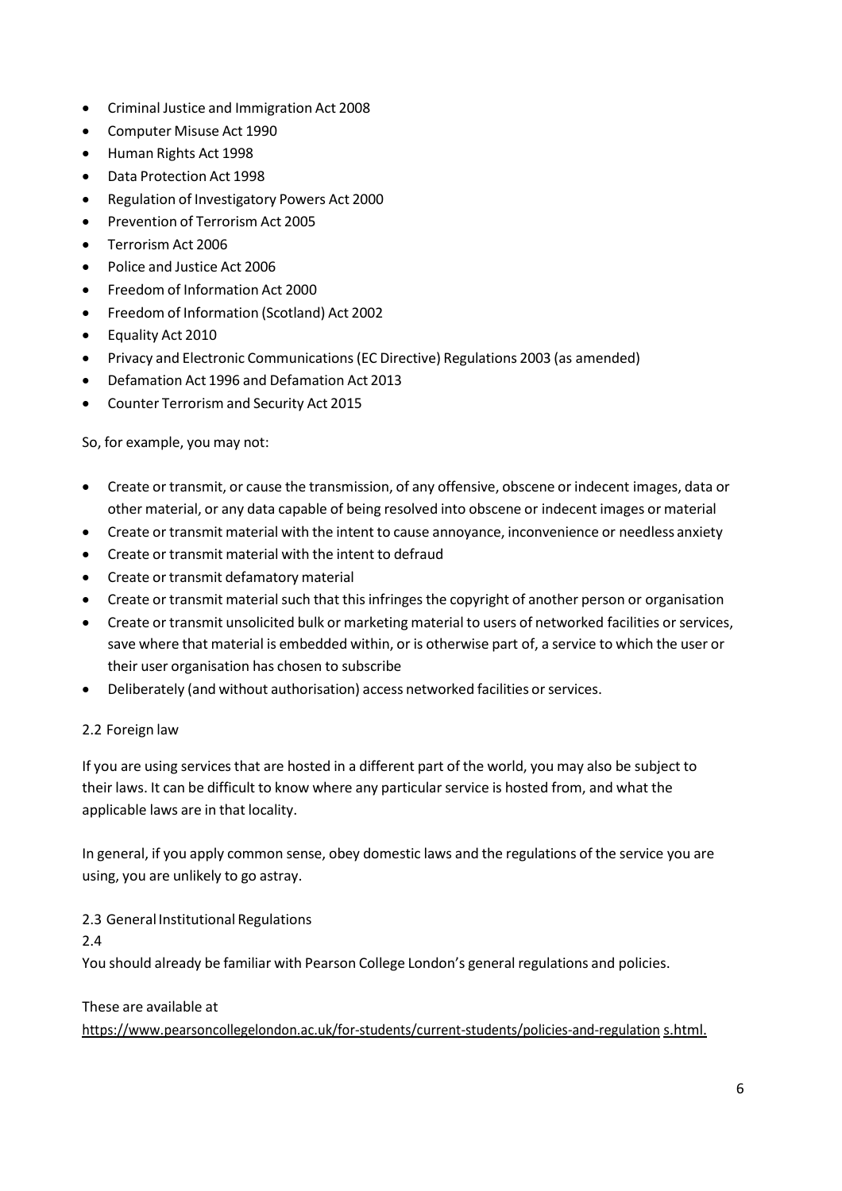- Criminal Justice and Immigration Act 2008
- Computer Misuse Act 1990
- Human Rights Act 1998
- Data Protection Act 1998
- Regulation of Investigatory Powers Act 2000
- Prevention of Terrorism Act 2005
- Terrorism Act 2006
- Police and Justice Act 2006
- Freedom of Information Act 2000
- Freedom of Information (Scotland) Act 2002
- Equality Act 2010
- Privacy and Electronic Communications (EC Directive) Regulations 2003 (as amended)
- Defamation Act 1996 and Defamation Act 2013
- Counter Terrorism and Security Act 2015

So, for example, you may not:

- Create or transmit, or cause the transmission, of any offensive, obscene or indecent images, data or other material, or any data capable of being resolved into obscene or indecent images or material
- Create or transmit material with the intent to cause annoyance, inconvenience or needless anxiety
- Create or transmit material with the intent to defraud
- Create or transmit defamatory material
- Create or transmit material such that this infringes the copyright of another person or organisation
- Create or transmit unsolicited bulk or marketing material to users of networked facilities or services, save where that material is embedded within, or is otherwise part of, a service to which the user or their user organisation has chosen to subscribe
- Deliberately (and without authorisation) access networked facilities or services.

### 2.2 Foreign law

If you are using services that are hosted in a different part of the world, you may also be subject to their laws. It can be difficult to know where any particular service is hosted from, and what the applicable laws are in that locality.

In general, if you apply common sense, obey domestic laws and the regulations of the service you are using, you are unlikely to go astray.

### 2.3 General Institutional Regulations

2.4

You should already be familiar with Pearson College London's general regulations and policies.

These are available at https://www.pearsoncollegelondon.ac.uk/for-students/current-students/policies-and-regulations.html.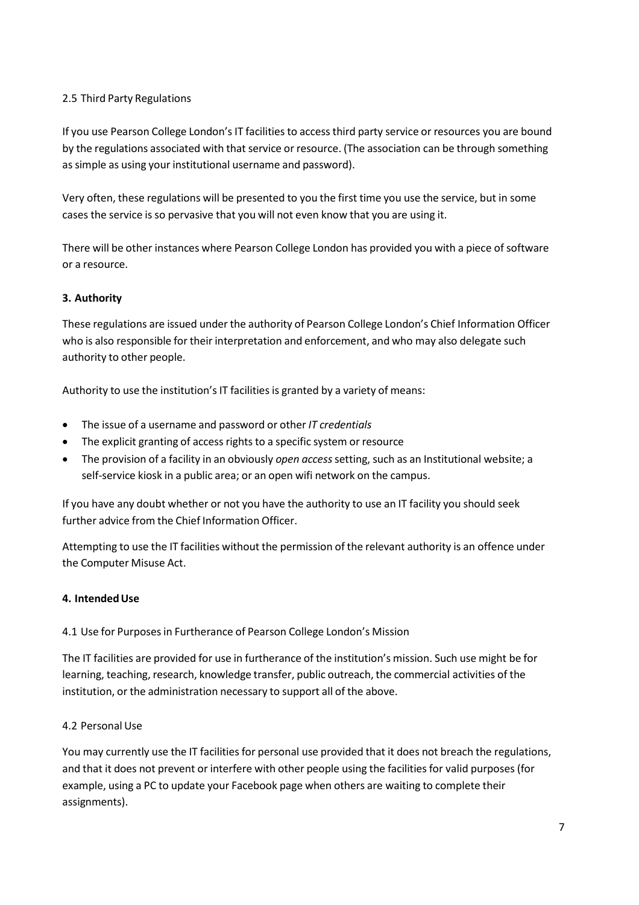### 2.5 Third Party Regulations

If you use Pearson College London's IT facilities to access third party service or resources you are bound by the regulations associated with that service or resource. (The association can be through something as simple as using your institutional username and password).

Very often, these regulations will be presented to you the first time you use the service, but in some cases the service is so pervasive that you will not even know that you are using it.

There will be other instances where Pearson College London has provided you with a piece of software or a resource.

## 3. Authority

These regulations are issued under the authority of Pearson College London's Chief Information Officer who is also responsible for their interpretation and enforcement, and who may also delegate such authority to other people.

Authority to use the institution's IT facilities is granted by a variety of means:

- The issue of a username and password or other *IT credentials*
- The explicit granting of access rights to a specific system or resource
- The provision of a facility in an obviously *open access* setting, such as an Institutional website; a self-service kiosk in a public area; or an open wifi network on the campus.

If you have any doubt whether or not you have the authority to use an IT facility you should seek further advice from the Chief Information Officer.

Attempting to use the IT facilities without the permission of the relevant authority is an offence under the Computer Misuse Act.

## 4. Intended Use

### 4.1 Use for Purposes in Furtherance of Pearson College London's Mission

The IT facilities are provided for use in furtherance of the institution's mission. Such use might be for learning, teaching, research, knowledge transfer, public outreach, the commercial activities of the institution, or the administration necessary to support all of the above.

### 4.2 Personal Use

You may currently use the IT facilities for personal use provided that it does not breach the regulations, and that it does not prevent or interfere with other people using the facilities for valid purposes (for example, using a PC to update your Facebook page when others are waiting to complete their assignments).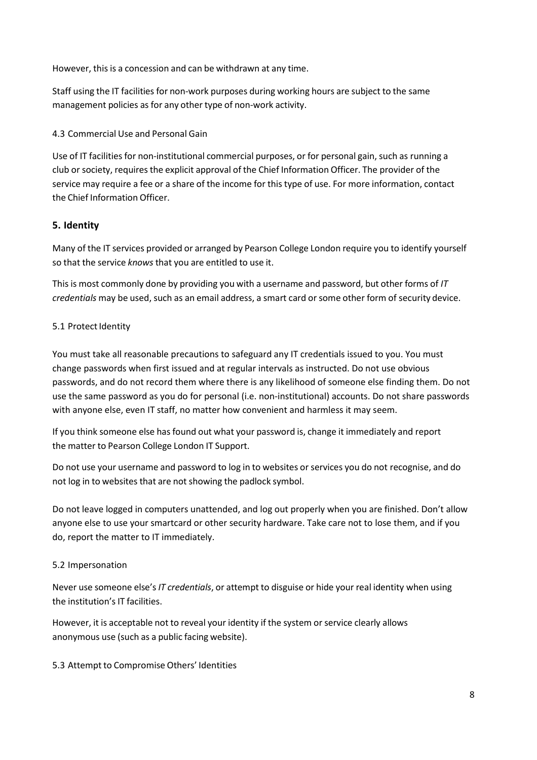However, this is a concession and can be withdrawn at any time.

Staff using the IT facilities for non-work purposes during working hours are subject to the same management policies as for any other type of non-work activity.

### 4.3 Commercial Use and Personal Gain

Use of IT facilities for non-institutional commercial purposes, or for personal gain, such as running a club or society, requires the explicit approval of the Chief Information Officer. The provider of the service may require a fee or a share of the income for this type of use. For more information, contact the Chief Information Officer.

## 5. Identity

Many of the IT services provided or arranged by Pearson College London require you to identify yourself so that the service *knows* that you are entitled to use it.

This is most commonly done by providing you with a username and password, but other forms of *IT credentials* may be used, such as an email address, a smart card or some other form of security device.

### 5.1 Protect Identity

You must take all reasonable precautions to safeguard any IT credentials issued to you. You must change passwords when first issued and at regular intervals as instructed. Do not use obvious passwords, and do not record them where there is any likelihood of someone else finding them. Do not use the same password as you do for personal (i.e. non-institutional) accounts. Do not share passwords with anyone else, even IT staff, no matter how convenient and harmless it may seem.

If you think someone else has found out what your password is, change it immediately and report the matter to Pearson College London IT Support.

Do not use your username and password to log in to websites or services you do not recognise, and do not log in to websites that are not showing the padlock symbol.

Do not leave logged in computers unattended, and log out properly when you are finished. Don't allow anyone else to use your smartcard or other security hardware. Take care not to lose them, and if you do, report the matter to IT immediately.

### 5.2 Impersonation

Never use someone else's *IT credentials*, or attempt to disguise or hide your real identity when using the institution's IT facilities.

However, it is acceptable not to reveal your identity if the system or service clearly allows anonymous use (such as a public facing website).

### 5.3 Attempt to Compromise Others' Identities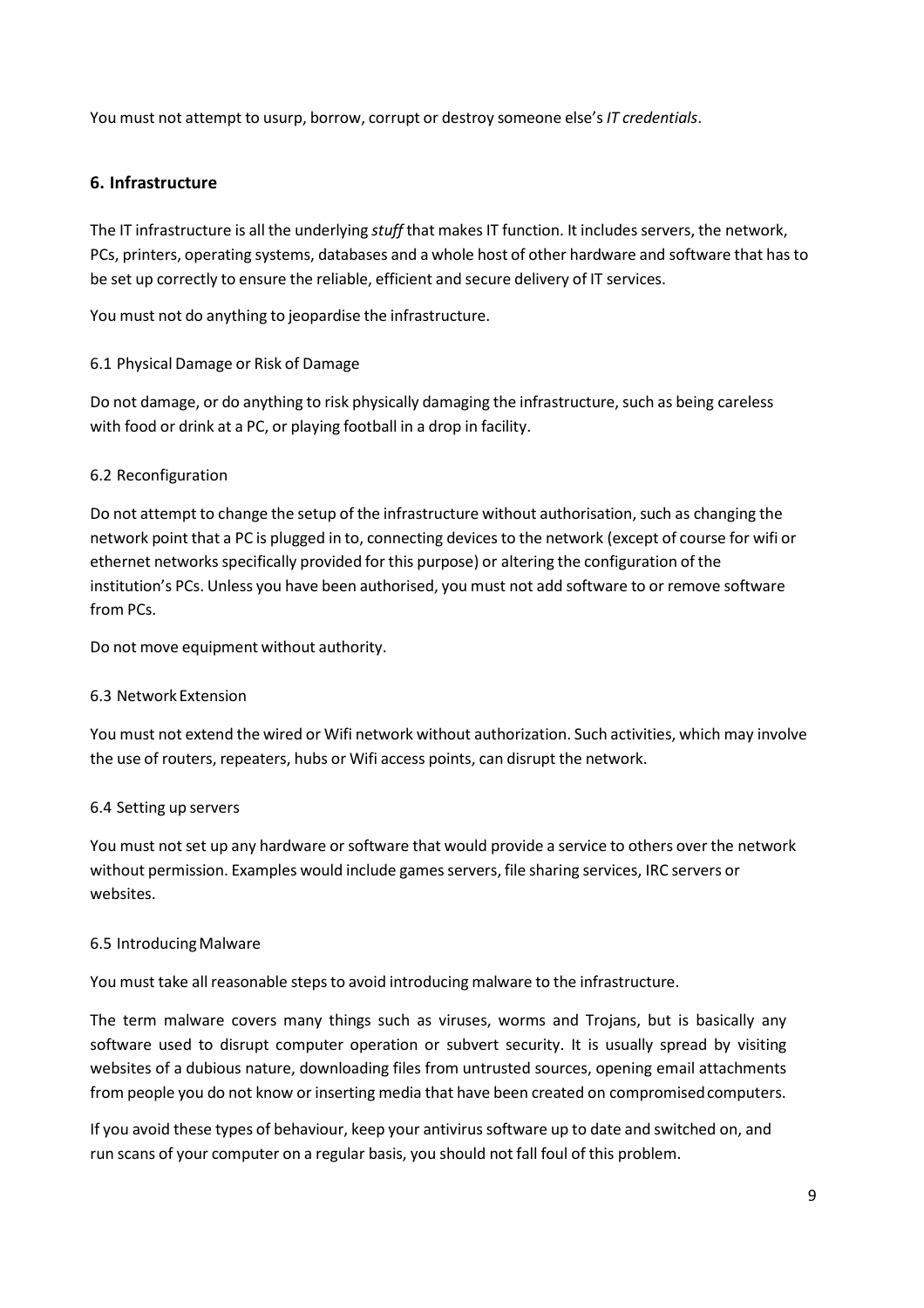You must not attempt to usurp, borrow, corrupt or destroy someone else's *IT credentials*.

## 6. Infrastructure

The IT infrastructure is all the underlying *stuff* that makes IT function. It includes servers, the network, PCs, printers, operating systems, databases and a whole host of other hardware and software that has to be set up correctly to ensure the reliable, efficient and secure delivery of IT services.

You must not do anything to jeopardise the infrastructure.

### 6.1 Physical Damage or Risk of Damage

Do not damage, or do anything to risk physically damaging the infrastructure, such as being careless with food or drink at a PC, or playing football in a drop in facility.

### 6.2 Reconfiguration

Do not attempt to change the setup of the infrastructure without authorisation, such as changing the network point that a PC is plugged in to, connecting devices to the network (except of course for wifi or ethernet networks specifically provided for this purpose) or altering the configuration of the institution's PCs. Unless you have been authorised, you must not add software to or remove software from PCs.

Do not move equipment without authority.

### 6.3 Network Extension

You must not extend the wired or Wifi network without authorization. Such activities, which may involve the use of routers, repeaters, hubs or Wifi access points, can disrupt the network.

### 6.4 Setting up servers

You must not set up any hardware or software that would provide a service to others over the network without permission. Examples would include games servers, file sharing services, IRC servers or websites.

### 6.5 Introducing Malware

You must take all reasonable steps to avoid introducing malware to the infrastructure.

The term malware covers many things such as viruses, worms and Trojans, but is basically any software used to disrupt computer operation or subvert security. It is usually spread by visiting websites of a dubious nature, downloading files from untrusted sources, opening email attachments from people you do not know or inserting media that have been created on compromised computers.

If you avoid these types of behaviour, keep your antivirus software up to date and switched on, and run scans of your computer on a regular basis, you should not fall foul of this problem.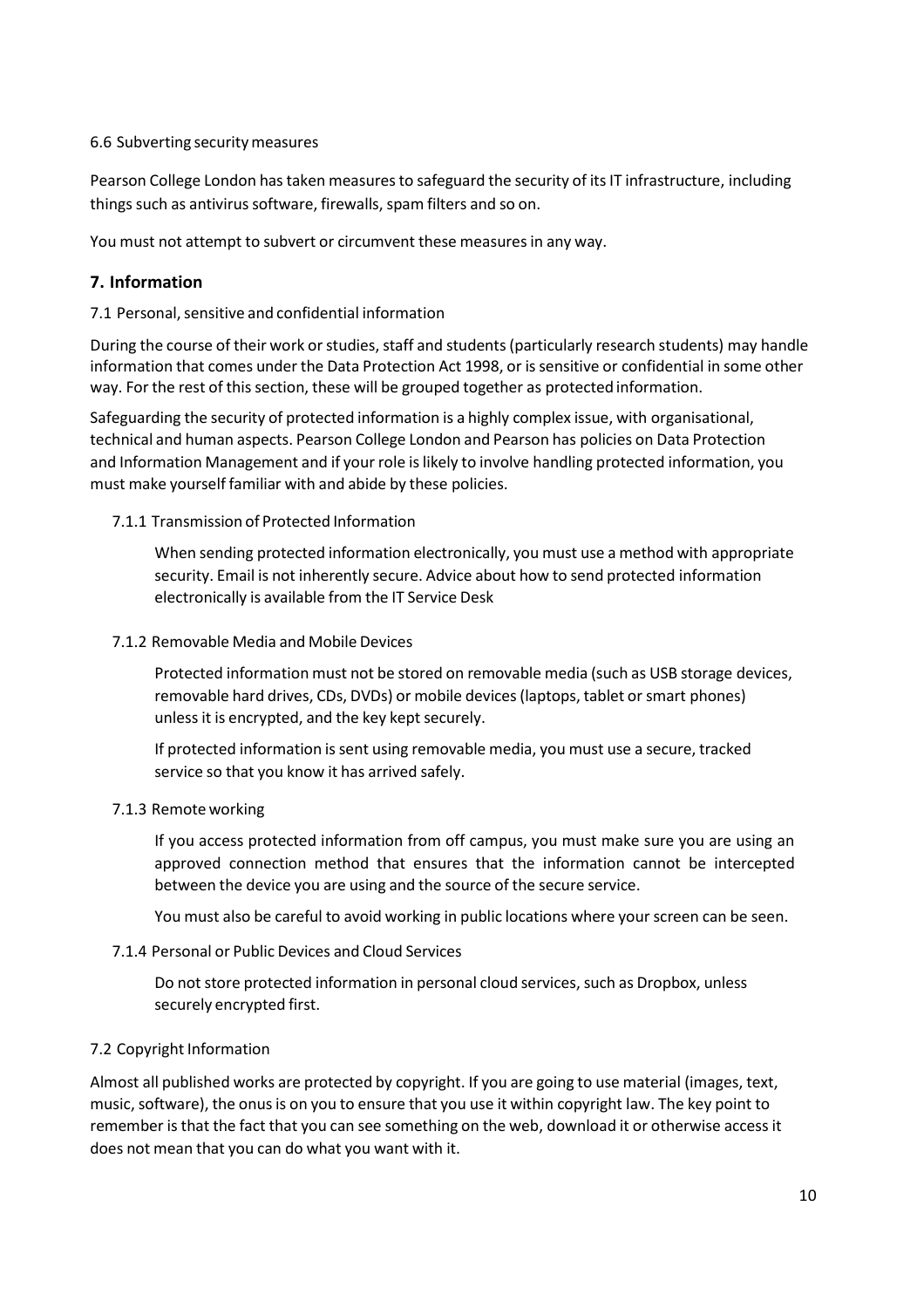6.6 Subverting security measures

Pearson College London has taken measures to safeguard the security of its IT infrastructure, including things such as antivirus software, firewalls, spam filters and so on.

You must not attempt to subvert or circumvent these measures in any way.

## 7. Information

7.1 Personal, sensitive and confidential information

During the course of their work or studies, staff and students (particularly research students) may handle information that comes under the Data Protection Act 1998, or is sensitive or confidential in some other way. For the rest of this section, these will be grouped together as protected information.

Safeguarding the security of protected information is a highly complex issue, with organisational, technical and human aspects. Pearson College London and Pearson has policies on Data Protection and Information Management and if your role is likely to involve handling protected information, you must make yourself familiar with and abide by these policies.

7.1.1 Transmission of Protected Information

When sending protected information electronically, you must use a method with appropriate security. Email is not inherently secure. Advice about how to send protected information electronically is available from the IT Service Desk

7.1.2 Removable Media and Mobile Devices

Protected information must not be stored on removable media (such as USB storage devices, removable hard drives, CDs, DVDs) or mobile devices (laptops, tablet or smart phones) unless it is encrypted, and the key kept securely.

If protected information is sent using removable media, you must use a secure, tracked service so that you know it has arrived safely.

7.1.3 Remote working

If you access protected information from off campus, you must make sure you are using an approved connection method that ensures that the information cannot be intercepted between the device you are using and the source of the secure service.

You must also be careful to avoid working in public locations where your screen can be seen.

7.1.4 Personal or Public Devices and Cloud Services

Do not store protected information in personal cloud services, such as Dropbox, unless securely encrypted first.

7.2 Copyright Information

Almost all published works are protected by copyright. If you are going to use material (images, text, music, software), the onus is on you to ensure that you use it within copyright law. The key point to remember is that the fact that you can see something on the web, download it or otherwise access it does not mean that you can do what you want with it.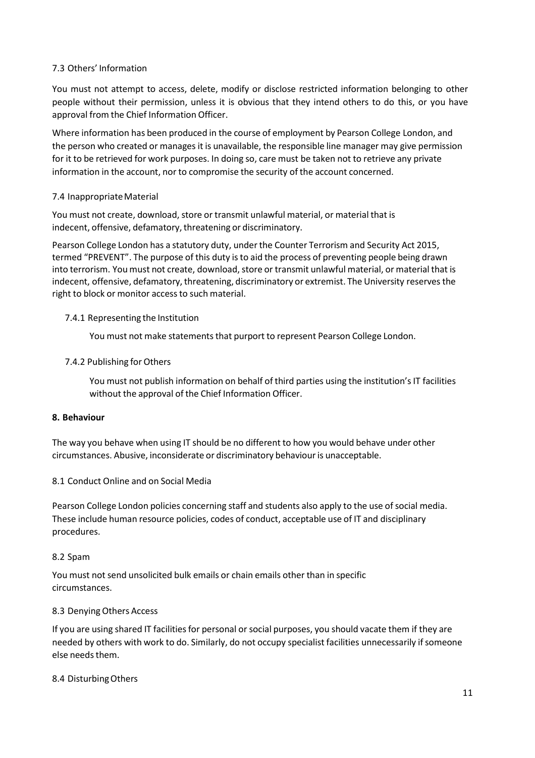### 7.3 Others' Information

You must not attempt to access, delete, modify or disclose restricted information belonging to other people without their permission, unless it is obvious that they intend others to do this, or you have approval from the Chief Information Officer.

Where information has been produced in the course of employment by Pearson College London, and the person who created or manages it is unavailable, the responsible line manager may give permission for it to be retrieved for work purposes. In doing so, care must be taken not to retrieve any private information in the account, nor to compromise the security of the account concerned.

### 7.4 Inappropriate Material

You must not create, download, store or transmit unlawful material, or material that is indecent, offensive, defamatory, threatening or discriminatory.

Pearson College London has a statutory duty, under the Counter Terrorism and Security Act 2015, termed "PREVENT". The purpose of this duty is to aid the process of preventing people being drawn into terrorism. You must not create, download, store or transmit unlawful material, or material that is indecent, offensive, defamatory, threatening, discriminatory or extremist. The University reserves the right to block or monitor access to such material.

#### 7.4.1 Representing the Institution

You must not make statements that purport to represent Pearson College London.

#### 7.4.2 Publishing for Others

You must not publish information on behalf of third parties using the institution's IT facilities without the approval of the Chief Information Officer.

## 8. Behaviour

The way you behave when using IT should be no different to how you would behave under other circumstances. Abusive, inconsiderate or discriminatory behaviour is unacceptable.

### 8.1 Conduct Online and on Social Media

Pearson College London policies concerning staff and students also apply to the use of social media. These include human resource policies, codes of conduct, acceptable use of IT and disciplinary procedures.

### 8.2 Spam

You must not send unsolicited bulk emails or chain emails other than in specific circumstances.

### 8.3 Denying Others Access

If you are using shared IT facilities for personal or social purposes, you should vacate them if they are needed by others with work to do. Similarly, do not occupy specialist facilities unnecessarily if someone else needs them.

### 8.4 Disturbing Others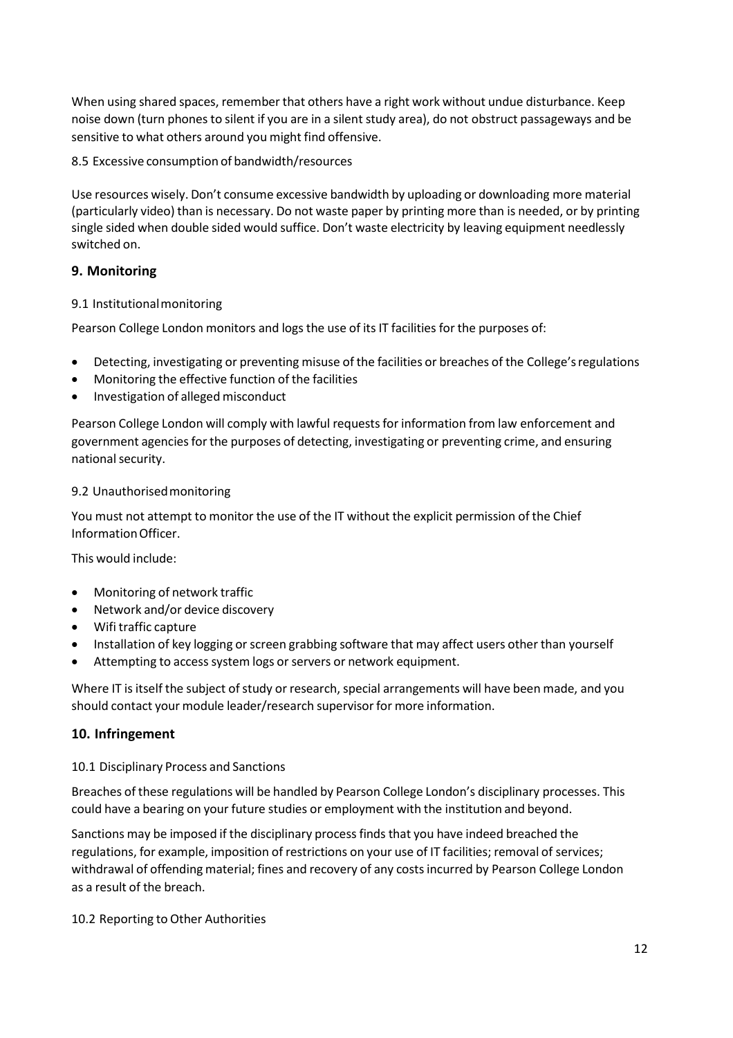When using shared spaces, remember that others have a right work without undue disturbance. Keep noise down (turn phones to silent if you are in a silent study area), do not obstruct passageways and be sensitive to what others around you might find offensive.

### 8.5 Excessive consumption of bandwidth/resources

Use resources wisely. Don't consume excessive bandwidth by uploading or downloading more material (particularly video) than is necessary. Do not waste paper by printing more than is needed, or by printing single sided when double sided would suffice. Don't waste electricity by leaving equipment needlessly switched on.

## 9. Monitoring

### 9.1 Institutional monitoring

Pearson College London monitors and logs the use of its IT facilities for the purposes of:

- Detecting, investigating or preventing misuse of the facilities or breaches of the College's regulations
- Monitoring the effective function of the facilities
- Investigation of alleged misconduct

Pearson College London will comply with lawful requests for information from law enforcement and government agencies for the purposes of detecting, investigating or preventing crime, and ensuring national security.

### 9.2 Unauthorised monitoring

You must not attempt to monitor the use of the IT without the explicit permission of the Chief Information Officer.

This would include:

- Monitoring of network traffic
- Network and/or device discovery
- Wifi traffic capture
- Installation of key logging or screen grabbing software that may affect users other than yourself
- Attempting to access system logs or servers or network equipment.

Where IT is itself the subject of study or research, special arrangements will have been made, and you should contact your module leader/research supervisor for more information.

## 10. Infringement

### 10.1 Disciplinary Process and Sanctions

Breaches of these regulations will be handled by Pearson College London's disciplinary processes. This could have a bearing on your future studies or employment with the institution and beyond.

Sanctions may be imposed if the disciplinary process finds that you have indeed breached the regulations, for example, imposition of restrictions on your use of IT facilities; removal of services; withdrawal of offending material; fines and recovery of any costs incurred by Pearson College London as a result of the breach.

### 10.2 Reporting to Other Authorities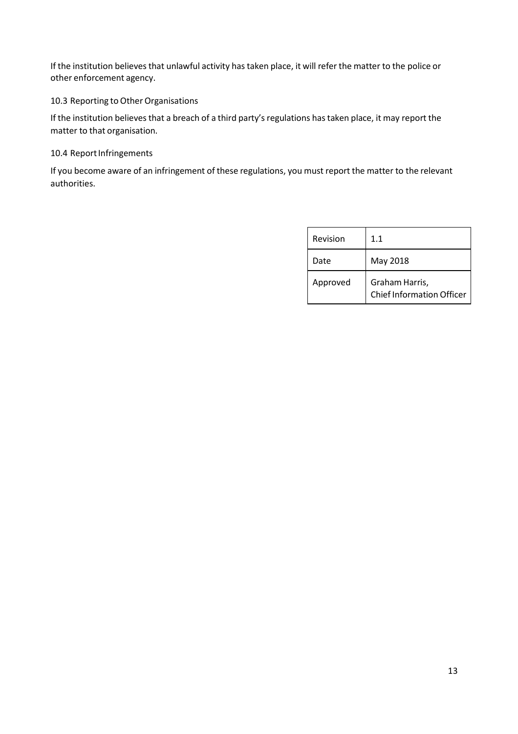If the institution believes that unlawful activity has taken place, it will refer the matter to the police or other enforcement agency.

### 10.3 Reporting to Other Organisations

If the institution believes that a breach of a third party's regulations has taken place, it may report the matter to that organisation.

### 10.4 Report Infringements

If you become aware of an infringement of these regulations, you must report the matter to the relevant authorities.

| | |
|---|---|
| Revision | 1.1 |
| Date | May 2018 |
| Approved | Graham Harris, Chief Information Officer |